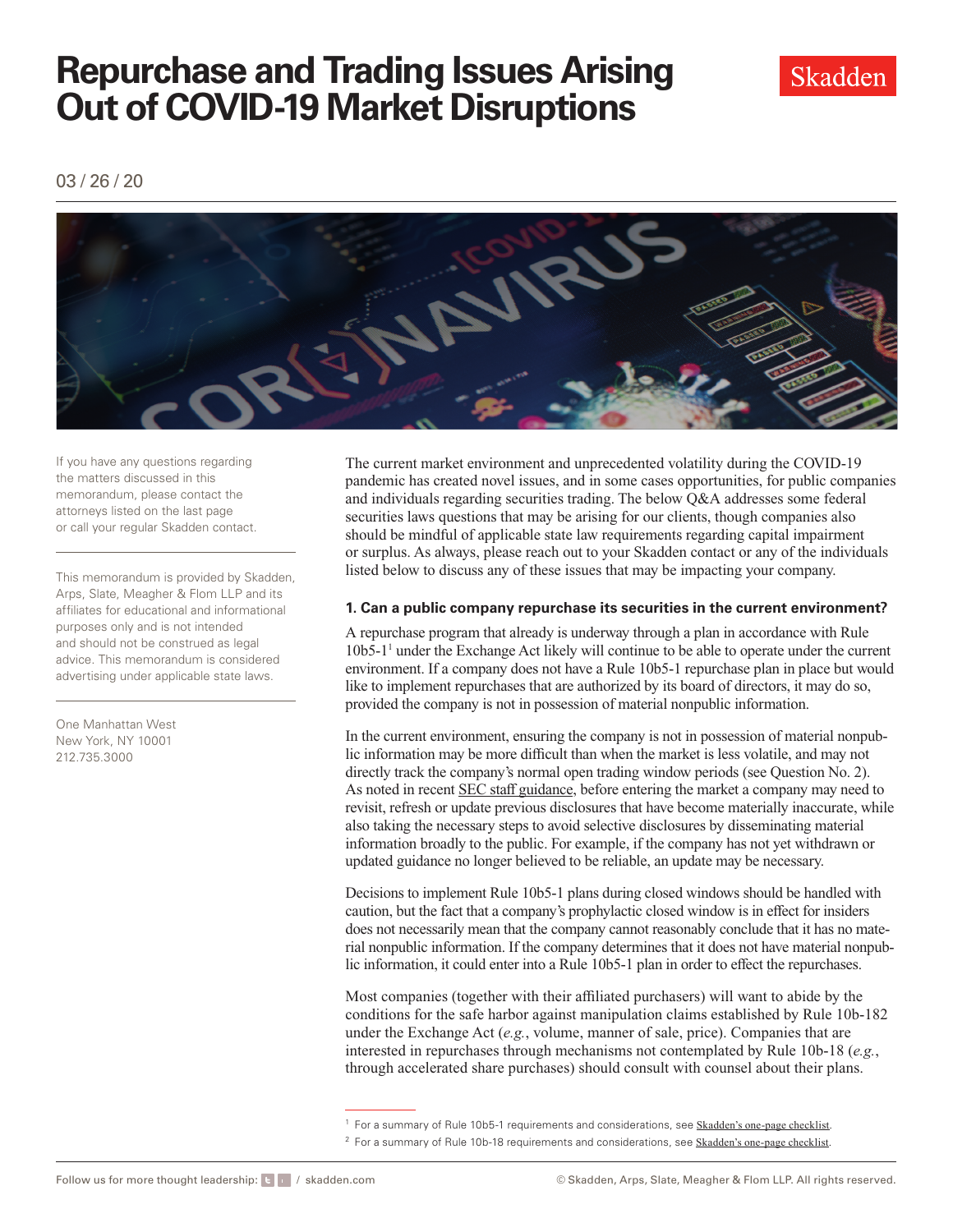# Repurchase and Trading Issues Arising Out of COVID-19 Market Disruptions

03 / 26 / 20

If you have any questions regarding the matters discussed in this memorandum, please contact the attorneys listed on the last page or call your regular Skadden contact.

This memorandum is provided by Skadden, Arps, Slate, Meagher & Flom LLP and its affiliates for educational and informational purposes only and is not intended and should not be construed as legal advice. This memorandum is considered advertising under applicable state laws.

One Manhattan West
New York, NY 10001
212.735.3000

The current market environment and unprecedented volatility during the COVID-19 pandemic has created novel issues, and in some cases opportunities, for public companies and individuals regarding securities trading. The below Q&A addresses some federal securities laws questions that may be arising for our clients, though companies also should be mindful of applicable state law requirements regarding capital impairment or surplus. As always, please reach out to your Skadden contact or any of the individuals listed below to discuss any of these issues that may be impacting your company.

**1. Can a public company repurchase its securities in the current environment?**

A repurchase program that already is underway through a plan in accordance with Rule 10b5-1[1] under the Exchange Act likely will continue to be able to operate under the current environment. If a company does not have a Rule 10b5-1 repurchase plan in place but would like to implement repurchases that are authorized by its board of directors, it may do so, provided the company is not in possession of material nonpublic information.

In the current environment, ensuring the company is not in possession of material nonpublic information may be more difficult than when the market is less volatile, and may not directly track the company's normal open trading window periods (see Question No. 2). As noted in recent SEC staff guidance, before entering the market a company may need to revisit, refresh or update previous disclosures that have become materially inaccurate, while also taking the necessary steps to avoid selective disclosures by disseminating material information broadly to the public. For example, if the company has not yet withdrawn or updated guidance no longer believed to be reliable, an update may be necessary.

Decisions to implement Rule 10b5-1 plans during closed windows should be handled with caution, but the fact that a company's prophylactic closed window is in effect for insiders does not necessarily mean that the company cannot reasonably conclude that it has no material nonpublic information. If the company determines that it does not have material nonpublic information, it could enter into a Rule 10b5-1 plan in order to effect the repurchases.

Most companies (together with their affiliated purchasers) will want to abide by the conditions for the safe harbor against manipulation claims established by Rule 10b-18[2] under the Exchange Act (*e.g.*, volume, manner of sale, price). Companies that are interested in repurchases through mechanisms not contemplated by Rule 10b-18 (*e.g.*, through accelerated share purchases) should consult with counsel about their plans.

[1] For a summary of Rule 10b5-1 requirements and considerations, see Skadden's one-page checklist.

[2] For a summary of Rule 10b-18 requirements and considerations, see Skadden's one-page checklist.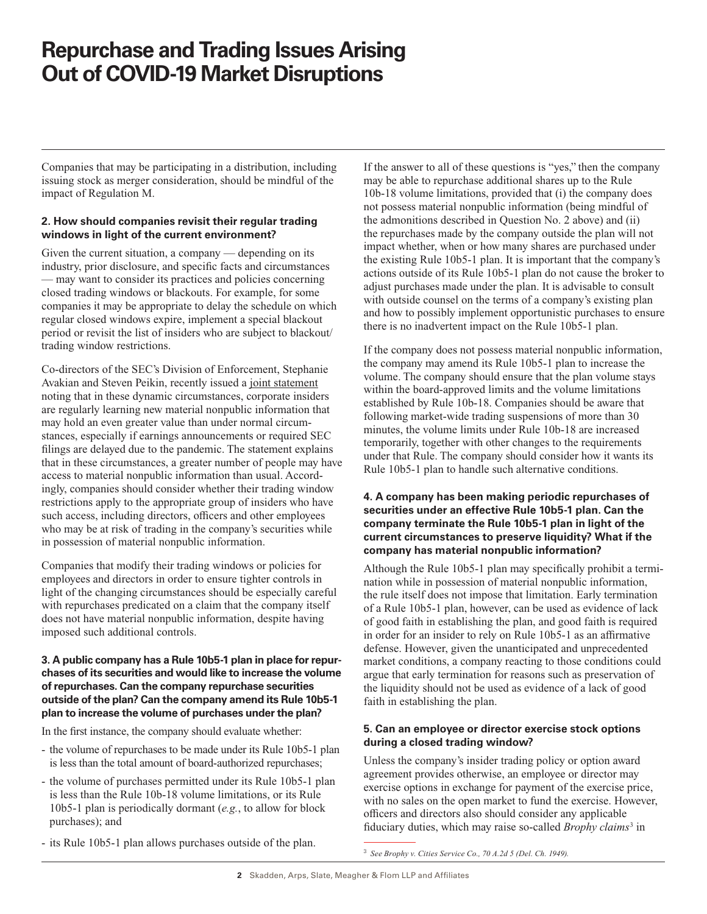# Repurchase and Trading Issues Arising Out of COVID-19 Market Disruptions

Companies that may be participating in a distribution, including issuing stock as merger consideration, should be mindful of the impact of Regulation M.

### 2. How should companies revisit their regular trading windows in light of the current environment?

Given the current situation, a company — depending on its industry, prior disclosure, and specific facts and circumstances — may want to consider its practices and policies concerning closed trading windows or blackouts. For example, for some companies it may be appropriate to delay the schedule on which regular closed windows expire, implement a special blackout period or revisit the list of insiders who are subject to blackout/trading window restrictions.

Co-directors of the SEC's Division of Enforcement, Stephanie Avakian and Steven Peikin, recently issued a joint statement noting that in these dynamic circumstances, corporate insiders are regularly learning new material nonpublic information that may hold an even greater value than under normal circumstances, especially if earnings announcements or required SEC filings are delayed due to the pandemic. The statement explains that in these circumstances, a greater number of people may have access to material nonpublic information than usual. Accordingly, companies should consider whether their trading window restrictions apply to the appropriate group of insiders who have such access, including directors, officers and other employees who may be at risk of trading in the company's securities while in possession of material nonpublic information.

Companies that modify their trading windows or policies for employees and directors in order to ensure tighter controls in light of the changing circumstances should be especially careful with repurchases predicated on a claim that the company itself does not have material nonpublic information, despite having imposed such additional controls.

### 3. A public company has a Rule 10b5-1 plan in place for repurchases of its securities and would like to increase the volume of repurchases. Can the company repurchase securities outside of the plan? Can the company amend its Rule 10b5-1 plan to increase the volume of purchases under the plan?

In the first instance, the company should evaluate whether:

- the volume of repurchases to be made under its Rule 10b5-1 plan is less than the total amount of board-authorized repurchases;
- the volume of purchases permitted under its Rule 10b5-1 plan is less than the Rule 10b-18 volume limitations, or its Rule 10b5-1 plan is periodically dormant (*e.g.*, to allow for block purchases); and
- its Rule 10b5-1 plan allows purchases outside of the plan.

If the answer to all of these questions is "yes," then the company may be able to repurchase additional shares up to the Rule 10b-18 volume limitations, provided that (i) the company does not possess material nonpublic information (being mindful of the admonitions described in Question No. 2 above) and (ii) the repurchases made by the company outside the plan will not impact whether, when or how many shares are purchased under the existing Rule 10b5-1 plan. It is important that the company's actions outside of its Rule 10b5-1 plan do not cause the broker to adjust purchases made under the plan. It is advisable to consult with outside counsel on the terms of a company's existing plan and how to possibly implement opportunistic purchases to ensure there is no inadvertent impact on the Rule 10b5-1 plan.

If the company does not possess material nonpublic information, the company may amend its Rule 10b5-1 plan to increase the volume. The company should ensure that the plan volume stays within the board-approved limits and the volume limitations established by Rule 10b-18. Companies should be aware that following market-wide trading suspensions of more than 30 minutes, the volume limits under Rule 10b-18 are increased temporarily, together with other changes to the requirements under that Rule. The company should consider how it wants its Rule 10b5-1 plan to handle such alternative conditions.

### 4. A company has been making periodic repurchases of securities under an effective Rule 10b5-1 plan. Can the company terminate the Rule 10b5-1 plan in light of the current circumstances to preserve liquidity? What if the company has material nonpublic information?

Although the Rule 10b5-1 plan may specifically prohibit a termination while in possession of material nonpublic information, the rule itself does not impose that limitation. Early termination of a Rule 10b5-1 plan, however, can be used as evidence of lack of good faith in establishing the plan, and good faith is required in order for an insider to rely on Rule 10b5-1 as an affirmative defense. However, given the unanticipated and unprecedented market conditions, a company reacting to those conditions could argue that early termination for reasons such as preservation of the liquidity should not be used as evidence of a lack of good faith in establishing the plan.

### 5. Can an employee or director exercise stock options during a closed trading window?

Unless the company's insider trading policy or option award agreement provides otherwise, an employee or director may exercise options in exchange for payment of the exercise price, with no sales on the open market to fund the exercise. However, officers and directors also should consider any applicable fiduciary duties, which may raise so-called *Brophy claims*[3] in

[3] *See Brophy v. Cities Service Co., 70 A.2d 5 (Del. Ch. 1949).*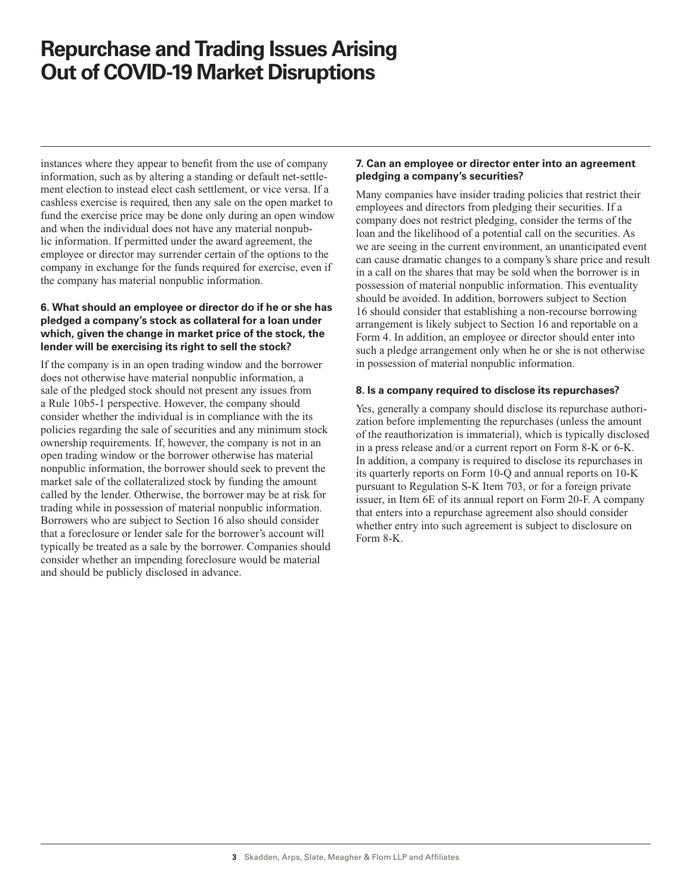instances where they appear to benefit from the use of company information, such as by altering a standing or default net-settlement election to instead elect cash settlement, or vice versa. If a cashless exercise is required, then any sale on the open market to fund the exercise price may be done only during an open window and when the individual does not have any material nonpublic information. If permitted under the award agreement, the employee or director may surrender certain of the options to the company in exchange for the funds required for exercise, even if the company has material nonpublic information.

### 6. What should an employee or director do if he or she has pledged a company's stock as collateral for a loan under which, given the change in market price of the stock, the lender will be exercising its right to sell the stock?

If the company is in an open trading window and the borrower does not otherwise have material nonpublic information, a sale of the pledged stock should not present any issues from a Rule 10b5-1 perspective. However, the company should consider whether the individual is in compliance with the its policies regarding the sale of securities and any minimum stock ownership requirements. If, however, the company is not in an open trading window or the borrower otherwise has material nonpublic information, the borrower should seek to prevent the market sale of the collateralized stock by funding the amount called by the lender. Otherwise, the borrower may be at risk for trading while in possession of material nonpublic information. Borrowers who are subject to Section 16 also should consider that a foreclosure or lender sale for the borrower's account will typically be treated as a sale by the borrower. Companies should consider whether an impending foreclosure would be material and should be publicly disclosed in advance.

### 7. Can an employee or director enter into an agreement pledging a company's securities?

Many companies have insider trading policies that restrict their employees and directors from pledging their securities. If a company does not restrict pledging, consider the terms of the loan and the likelihood of a potential call on the securities. As we are seeing in the current environment, an unanticipated event can cause dramatic changes to a company's share price and result in a call on the shares that may be sold when the borrower is in possession of material nonpublic information. This eventuality should be avoided. In addition, borrowers subject to Section 16 should consider that establishing a non-recourse borrowing arrangement is likely subject to Section 16 and reportable on a Form 4. In addition, an employee or director should enter into such a pledge arrangement only when he or she is not otherwise in possession of material nonpublic information.

### 8. Is a company required to disclose its repurchases?

Yes, generally a company should disclose its repurchase authorization before implementing the repurchases (unless the amount of the reauthorization is immaterial), which is typically disclosed in a press release and/or a current report on Form 8-K or 6-K. In addition, a company is required to disclose its repurchases in its quarterly reports on Form 10-Q and annual reports on 10-K pursuant to Regulation S-K Item 703, or for a foreign private issuer, in Item 6E of its annual report on Form 20-F. A company that enters into a repurchase agreement also should consider whether entry into such agreement is subject to disclosure on Form 8-K.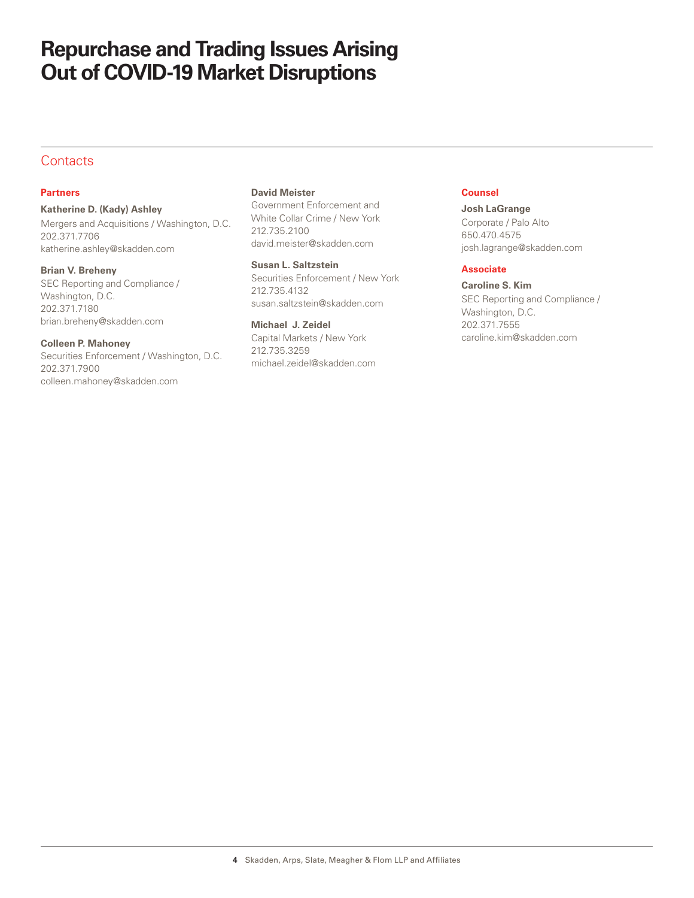# Repurchase and Trading Issues Arising Out of COVID-19 Market Disruptions

## Contacts

### Partners

**Katherine D. (Kady) Ashley**
Mergers and Acquisitions / Washington, D.C.
202.371.7706
katherine.ashley@skadden.com

**Brian V. Breheny**
SEC Reporting and Compliance / Washington, D.C.
202.371.7180
brian.breheny@skadden.com

**Colleen P. Mahoney**
Securities Enforcement / Washington, D.C.
202.371.7900
colleen.mahoney@skadden.com

**David Meister**
Government Enforcement and White Collar Crime / New York
212.735.2100
david.meister@skadden.com

**Susan L. Saltzstein**
Securities Enforcement / New York
212.735.4132
susan.saltzstein@skadden.com

**Michael J. Zeidel**
Capital Markets / New York
212.735.3259
michael.zeidel@skadden.com

### Counsel

**Josh LaGrange**
Corporate / Palo Alto
650.470.4575
josh.lagrange@skadden.com

### Associate

**Caroline S. Kim**
SEC Reporting and Compliance / Washington, D.C.
202.371.7555
caroline.kim@skadden.com